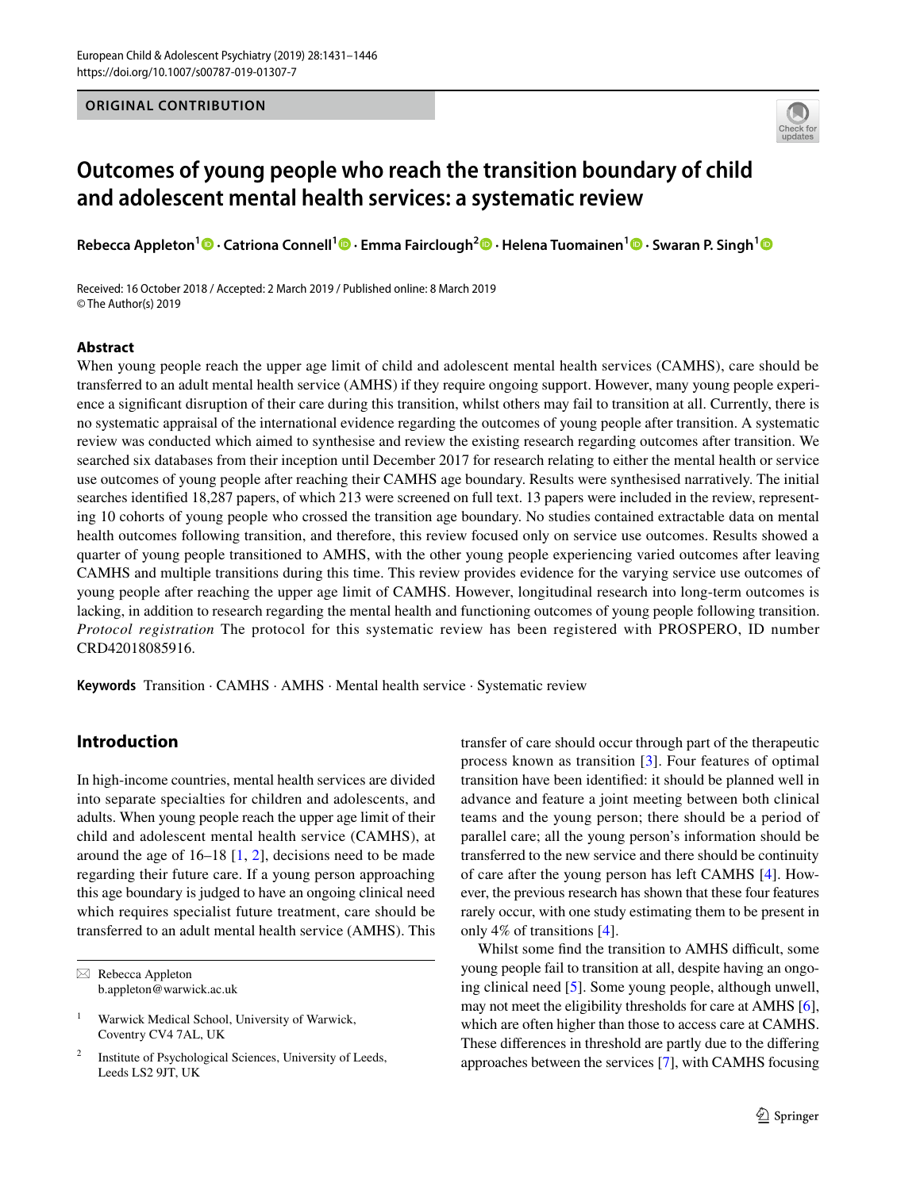ORIGINAL CONTRIBUTION

# Outcomes of young people who reach the transition boundary of child and adolescent mental health services: a systematic review

**Rebecca Appleton[1] · Catriona Connell[1] · Emma Fairclough[2] · Helena Tuomainen[1] · Swaran P. Singh[1]**

Received: 16 October 2018 / Accepted: 2 March 2019 / Published online: 8 March 2019
© The Author(s) 2019

## Abstract

When young people reach the upper age limit of child and adolescent mental health services (CAMHS), care should be transferred to an adult mental health service (AMHS) if they require ongoing support. However, many young people experience a significant disruption of their care during this transition, whilst others may fail to transition at all. Currently, there is no systematic appraisal of the international evidence regarding the outcomes of young people after transition. A systematic review was conducted which aimed to synthesise and review the existing research regarding outcomes after transition. We searched six databases from their inception until December 2017 for research relating to either the mental health or service use outcomes of young people after reaching their CAMHS age boundary. Results were synthesised narratively. The initial searches identified 18,287 papers, of which 213 were screened on full text. 13 papers were included in the review, representing 10 cohorts of young people who crossed the transition age boundary. No studies contained extractable data on mental health outcomes following transition, and therefore, this review focused only on service use outcomes. Results showed a quarter of young people transitioned to AMHS, with the other young people experiencing varied outcomes after leaving CAMHS and multiple transitions during this time. This review provides evidence for the varying service use outcomes of young people after reaching the upper age limit of CAMHS. However, longitudinal research into long-term outcomes is lacking, in addition to research regarding the mental health and functioning outcomes of young people following transition. *Protocol registration* The protocol for this systematic review has been registered with PROSPERO, ID number CRD42018085916.

**Keywords** Transition · CAMHS · AMHS · Mental health service · Systematic review

## Introduction

In high-income countries, mental health services are divided into separate specialties for children and adolescents, and adults. When young people reach the upper age limit of their child and adolescent mental health service (CAMHS), at around the age of 16–18 [1, 2], decisions need to be made regarding their future care. If a young person approaching this age boundary is judged to have an ongoing clinical need which requires specialist future treatment, care should be transferred to an adult mental health service (AMHS). This transfer of care should occur through part of the therapeutic process known as transition [3]. Four features of optimal transition have been identified: it should be planned well in advance and feature a joint meeting between both clinical teams and the young person; there should be a period of parallel care; all the young person's information should be transferred to the new service and there should be continuity of care after the young person has left CAMHS [4]. However, the previous research has shown that these four features rarely occur, with one study estimating them to be present in only 4% of transitions [4].

Whilst some find the transition to AMHS difficult, some young people fail to transition at all, despite having an ongoing clinical need [5]. Some young people, although unwell, may not meet the eligibility thresholds for care at AMHS [6], which are often higher than those to access care at CAMHS. These differences in threshold are partly due to the differing approaches between the services [7], with CAMHS focusing

✉ Rebecca Appleton
b.appleton@warwick.ac.uk

[1] Warwick Medical School, University of Warwick, Coventry CV4 7AL, UK

[2] Institute of Psychological Sciences, University of Leeds, Leeds LS2 9JT, UK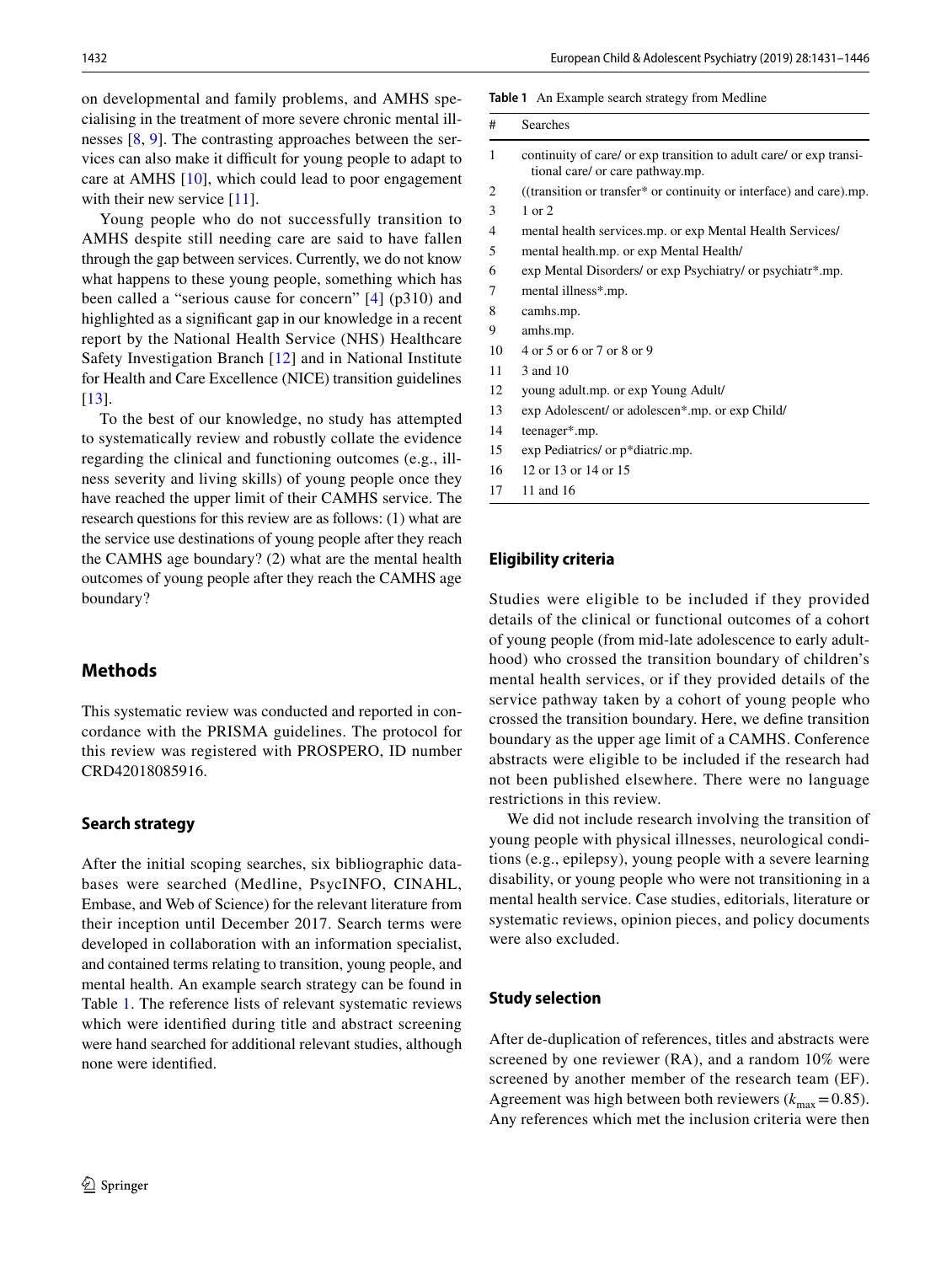on developmental and family problems, and AMHS specialising in the treatment of more severe chronic mental illnesses [8, 9]. The contrasting approaches between the services can also make it difficult for young people to adapt to care at AMHS [10], which could lead to poor engagement with their new service [11].

Young people who do not successfully transition to AMHS despite still needing care are said to have fallen through the gap between services. Currently, we do not know what happens to these young people, something which has been called a "serious cause for concern" [4] (p310) and highlighted as a significant gap in our knowledge in a recent report by the National Health Service (NHS) Healthcare Safety Investigation Branch [12] and in National Institute for Health and Care Excellence (NICE) transition guidelines [13].

To the best of our knowledge, no study has attempted to systematically review and robustly collate the evidence regarding the clinical and functioning outcomes (e.g., illness severity and living skills) of young people once they have reached the upper limit of their CAMHS service. The research questions for this review are as follows: (1) what are the service use destinations of young people after they reach the CAMHS age boundary? (2) what are the mental health outcomes of young people after they reach the CAMHS age boundary?

## Methods

This systematic review was conducted and reported in concordance with the PRISMA guidelines. The protocol for this review was registered with PROSPERO, ID number CRD42018085916.

### Search strategy

After the initial scoping searches, six bibliographic databases were searched (Medline, PsycINFO, CINAHL, Embase, and Web of Science) for the relevant literature from their inception until December 2017. Search terms were developed in collaboration with an information specialist, and contained terms relating to transition, young people, and mental health. An example search strategy can be found in Table 1. The reference lists of relevant systematic reviews which were identified during title and abstract screening were hand searched for additional relevant studies, although none were identified.

**Table 1** An Example search strategy from Medline

| # | Searches |
|---|---|
| 1 | continuity of care/ or exp transition to adult care/ or exp transitional care/ or care pathway.mp. |
| 2 | ((transition or transfer* or continuity or interface) and care).mp. |
| 3 | 1 or 2 |
| 4 | mental health services.mp. or exp Mental Health Services/ |
| 5 | mental health.mp. or exp Mental Health/ |
| 6 | exp Mental Disorders/ or exp Psychiatry/ or psychiatr*.mp. |
| 7 | mental illness*.mp. |
| 8 | camhs.mp. |
| 9 | amhs.mp. |
| 10 | 4 or 5 or 6 or 7 or 8 or 9 |
| 11 | 3 and 10 |
| 12 | young adult.mp. or exp Young Adult/ |
| 13 | exp Adolescent/ or adolescen*.mp. or exp Child/ |
| 14 | teenager*.mp. |
| 15 | exp Pediatrics/ or p*diatric.mp. |
| 16 | 12 or 13 or 14 or 15 |
| 17 | 11 and 16 |

### Eligibility criteria

Studies were eligible to be included if they provided details of the clinical or functional outcomes of a cohort of young people (from mid-late adolescence to early adulthood) who crossed the transition boundary of children's mental health services, or if they provided details of the service pathway taken by a cohort of young people who crossed the transition boundary. Here, we define transition boundary as the upper age limit of a CAMHS. Conference abstracts were eligible to be included if the research had not been published elsewhere. There were no language restrictions in this review.

We did not include research involving the transition of young people with physical illnesses, neurological conditions (e.g., epilepsy), young people with a severe learning disability, or young people who were not transitioning in a mental health service. Case studies, editorials, literature or systematic reviews, opinion pieces, and policy documents were also excluded.

### Study selection

After de-duplication of references, titles and abstracts were screened by one reviewer (RA), and a random 10% were screened by another member of the research team (EF). Agreement was high between both reviewers ($k_{max}=0.85$). Any references which met the inclusion criteria were then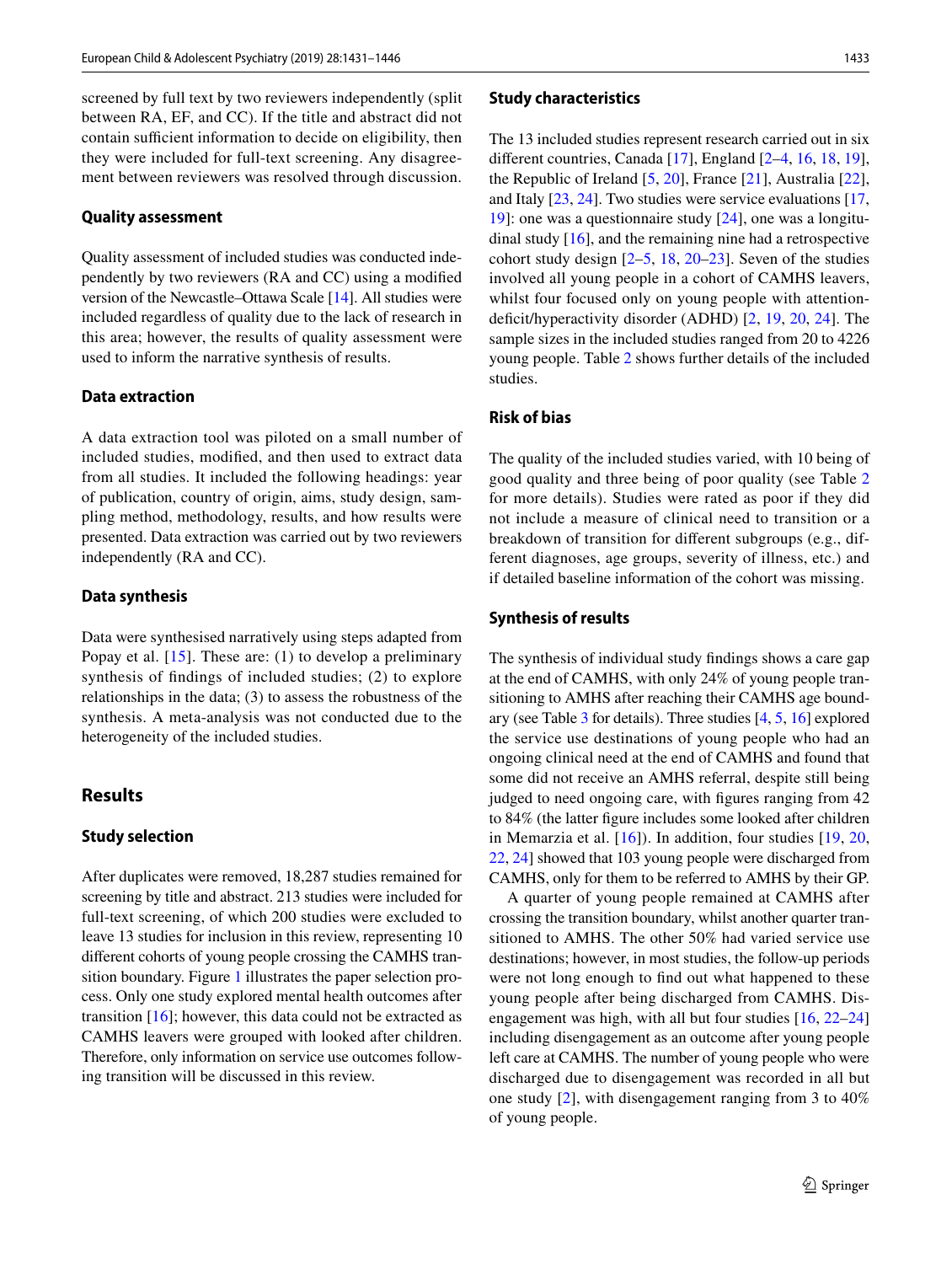screened by full text by two reviewers independently (split between RA, EF, and CC). If the title and abstract did not contain sufficient information to decide on eligibility, then they were included for full-text screening. Any disagreement between reviewers was resolved through discussion.

### Quality assessment

Quality assessment of included studies was conducted independently by two reviewers (RA and CC) using a modified version of the Newcastle–Ottawa Scale [14]. All studies were included regardless of quality due to the lack of research in this area; however, the results of quality assessment were used to inform the narrative synthesis of results.

### Data extraction

A data extraction tool was piloted on a small number of included studies, modified, and then used to extract data from all studies. It included the following headings: year of publication, country of origin, aims, study design, sampling method, methodology, results, and how results were presented. Data extraction was carried out by two reviewers independently (RA and CC).

### Data synthesis

Data were synthesised narratively using steps adapted from Popay et al. [15]. These are: (1) to develop a preliminary synthesis of findings of included studies; (2) to explore relationships in the data; (3) to assess the robustness of the synthesis. A meta-analysis was not conducted due to the heterogeneity of the included studies.

## Results

### Study selection

After duplicates were removed, 18,287 studies remained for screening by title and abstract. 213 studies were included for full-text screening, of which 200 studies were excluded to leave 13 studies for inclusion in this review, representing 10 different cohorts of young people crossing the CAMHS transition boundary. Figure 1 illustrates the paper selection process. Only one study explored mental health outcomes after transition [16]; however, this data could not be extracted as CAMHS leavers were grouped with looked after children. Therefore, only information on service use outcomes following transition will be discussed in this review.

### Study characteristics

The 13 included studies represent research carried out in six different countries, Canada [17], England [2–4, 16, 18, 19], the Republic of Ireland [5, 20], France [21], Australia [22], and Italy [23, 24]. Two studies were service evaluations [17, 19]: one was a questionnaire study [24], one was a longitudinal study [16], and the remaining nine had a retrospective cohort study design [2–5, 18, 20–23]. Seven of the studies involved all young people in a cohort of CAMHS leavers, whilst four focused only on young people with attention-deficit/hyperactivity disorder (ADHD) [2, 19, 20, 24]. The sample sizes in the included studies ranged from 20 to 4226 young people. Table 2 shows further details of the included studies.

### Risk of bias

The quality of the included studies varied, with 10 being of good quality and three being of poor quality (see Table 2 for more details). Studies were rated as poor if they did not include a measure of clinical need to transition or a breakdown of transition for different subgroups (e.g., different diagnoses, age groups, severity of illness, etc.) and if detailed baseline information of the cohort was missing.

### Synthesis of results

The synthesis of individual study findings shows a care gap at the end of CAMHS, with only 24% of young people transitioning to AMHS after reaching their CAMHS age boundary (see Table 3 for details). Three studies [4, 5, 16] explored the service use destinations of young people who had an ongoing clinical need at the end of CAMHS and found that some did not receive an AMHS referral, despite still being judged to need ongoing care, with figures ranging from 42 to 84% (the latter figure includes some looked after children in Memarzia et al. [16]). In addition, four studies [19, 20, 22, 24] showed that 103 young people were discharged from CAMHS, only for them to be referred to AMHS by their GP.

A quarter of young people remained at CAMHS after crossing the transition boundary, whilst another quarter transitioned to AMHS. The other 50% had varied service use destinations; however, in most studies, the follow-up periods were not long enough to find out what happened to these young people after being discharged from CAMHS. Disengagement was high, with all but four studies [16, 22–24] including disengagement as an outcome after young people left care at CAMHS. The number of young people who were discharged due to disengagement was recorded in all but one study [2], with disengagement ranging from 3 to 40% of young people.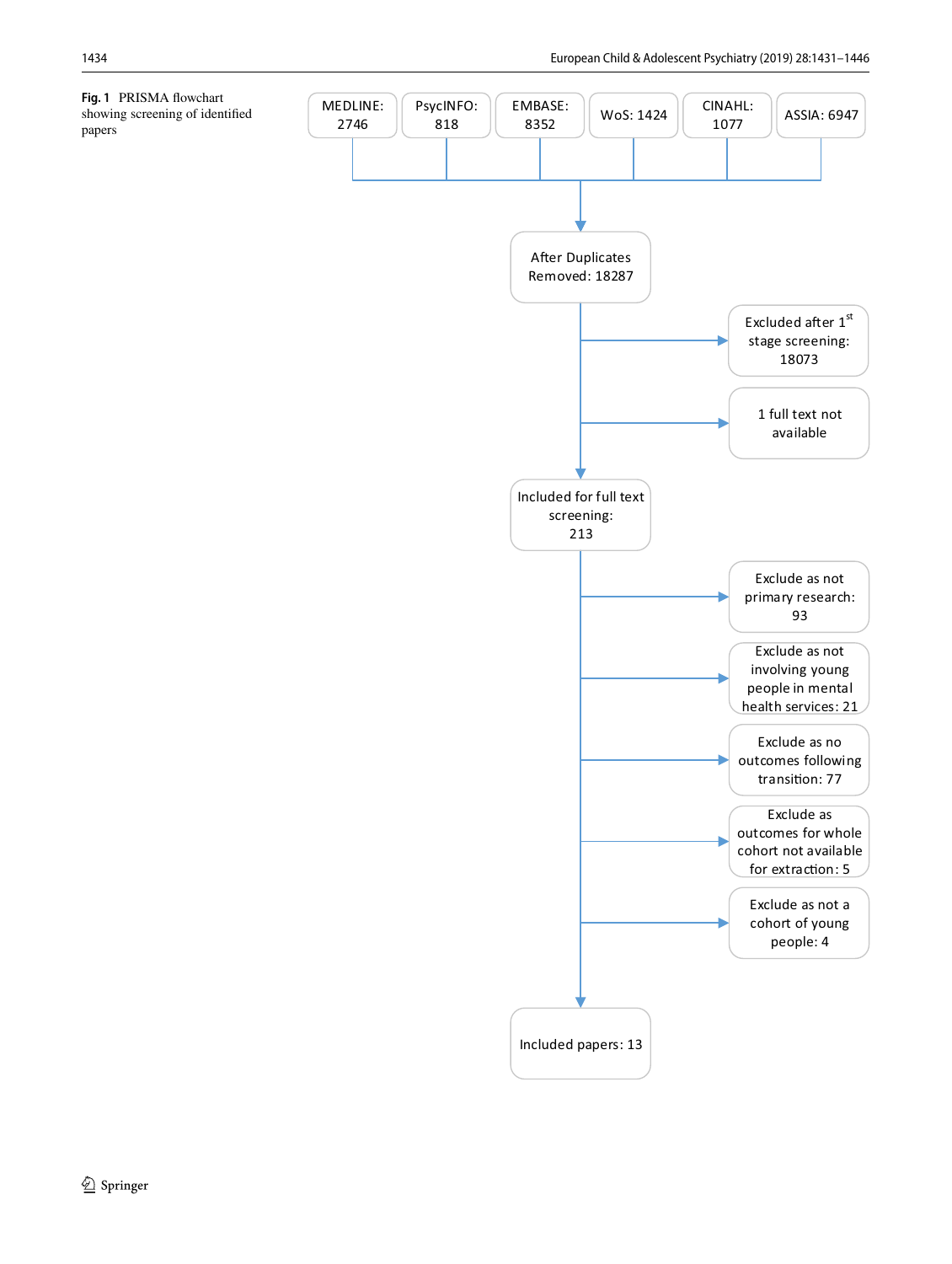**Fig. 1** PRISMA flowchart showing screening of identified papers

MEDLINE: 2746

PsycINFO: 818

EMBASE: 8352

WoS: 1424

CINAHL: 1077

ASSIA: 6947

After Duplicates Removed: 18287

Excluded after 1st stage screening: 18073

1 full text not available

Included for full text screening: 213

Exclude as not primary research: 93

Exclude as not involving young people in mental health services: 21

Exclude as no outcomes following transition: 77

Exclude as outcomes for whole cohort not available for extraction: 5

Exclude as not a cohort of young people: 4

Included papers: 13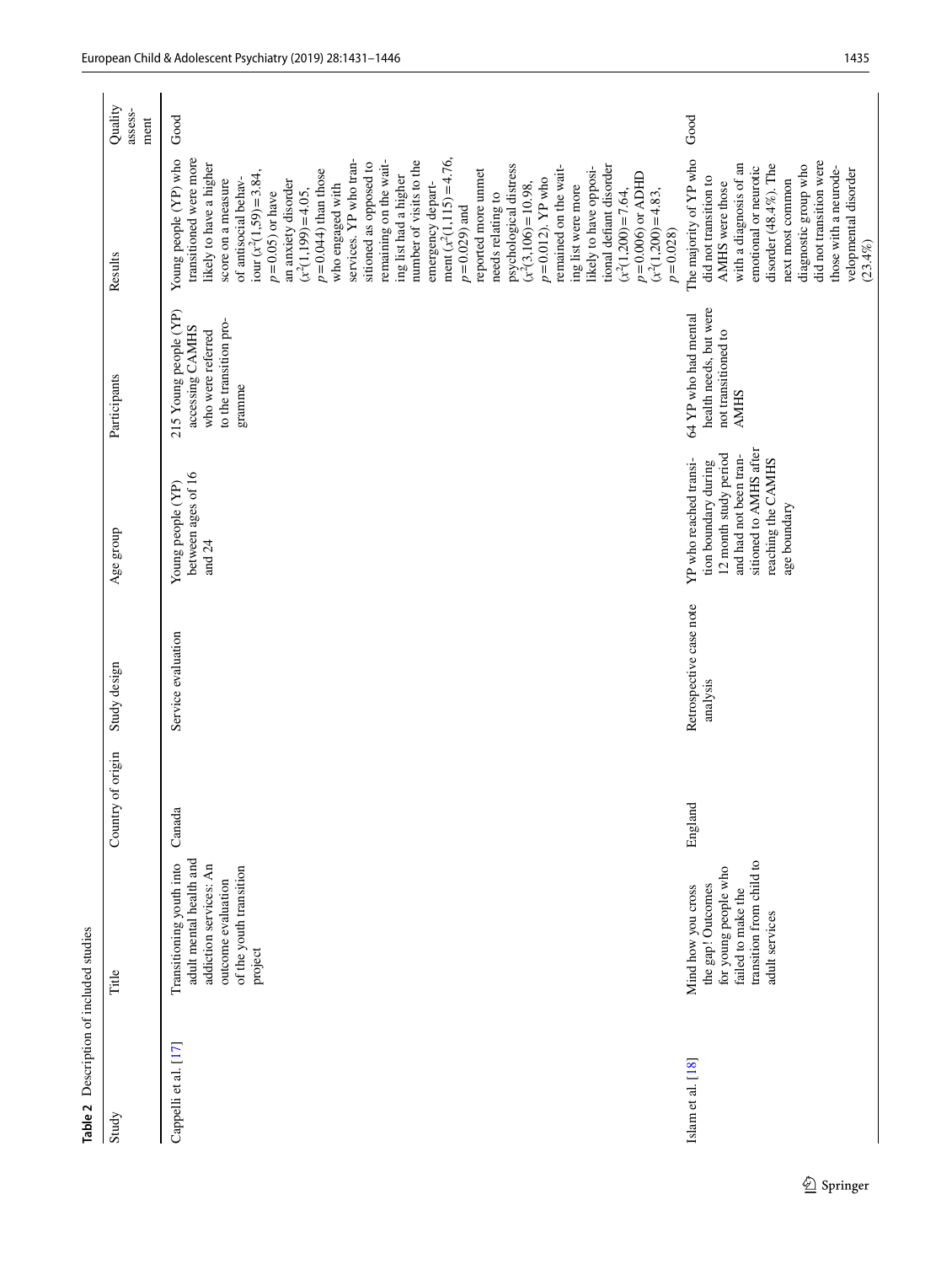**Table 2** Description of included studies

| Study | Title | Country of origin | Study design | Age group | Participants | Results | Quality assessment |
|---|---|---|---|---|---|---|---|
| Cappelli et al. [17] | Transitioning youth into adult mental health and addiction services: An outcome evaluation of the youth transition project | Canada | Service evaluation | Young people (YP) between ages of 16 and 24 | 215 Young people (YP) accessing CAMHS who were referred to the transition programme | Young people (YP) who transitioned were more likely to have a higher score on a measure of antisocial behaviour ($x^2(1.59)=3.84$, $p=0.05$) or have an anxiety disorder ($x^2(1,199)=4.05$, $p=0.044$) than those who engaged with services. YP who transitioned as opposed to remaining on the waiting list had a higher number of visits to the emergency department ($x^2(1.115)=4.76$, $p=0.029$) and reported more unmet needs relating to psychological distress ($x^2(3,106)=10.98$, $p=0.012$). YP who remained on the waiting list were more likely to have oppositional defiant disorder ($x^2(1,200)=7.64$, $p=0.006$) or ADHD ($x^2(1,200)=4.83$, $p=0.028$) | Good |
| Islam et al. [18] | Mind how you cross the gap! Outcomes for young people who failed to make the transition from child to adult services | England | Retrospective case note analysis | YP who reached transition boundary during 12 month study period and had not been transitioned to AMHS after reaching the CAMHS age boundary | 64 YP who had mental health needs, but were not transitioned to AMHS | The majority of YP who did not transition to AMHS were those with a diagnosis of an emotional or neurotic disorder (48.4%). The next most common diagnostic group who did not transition were those with a neurodevelopmental disorder (23.4%) | Good |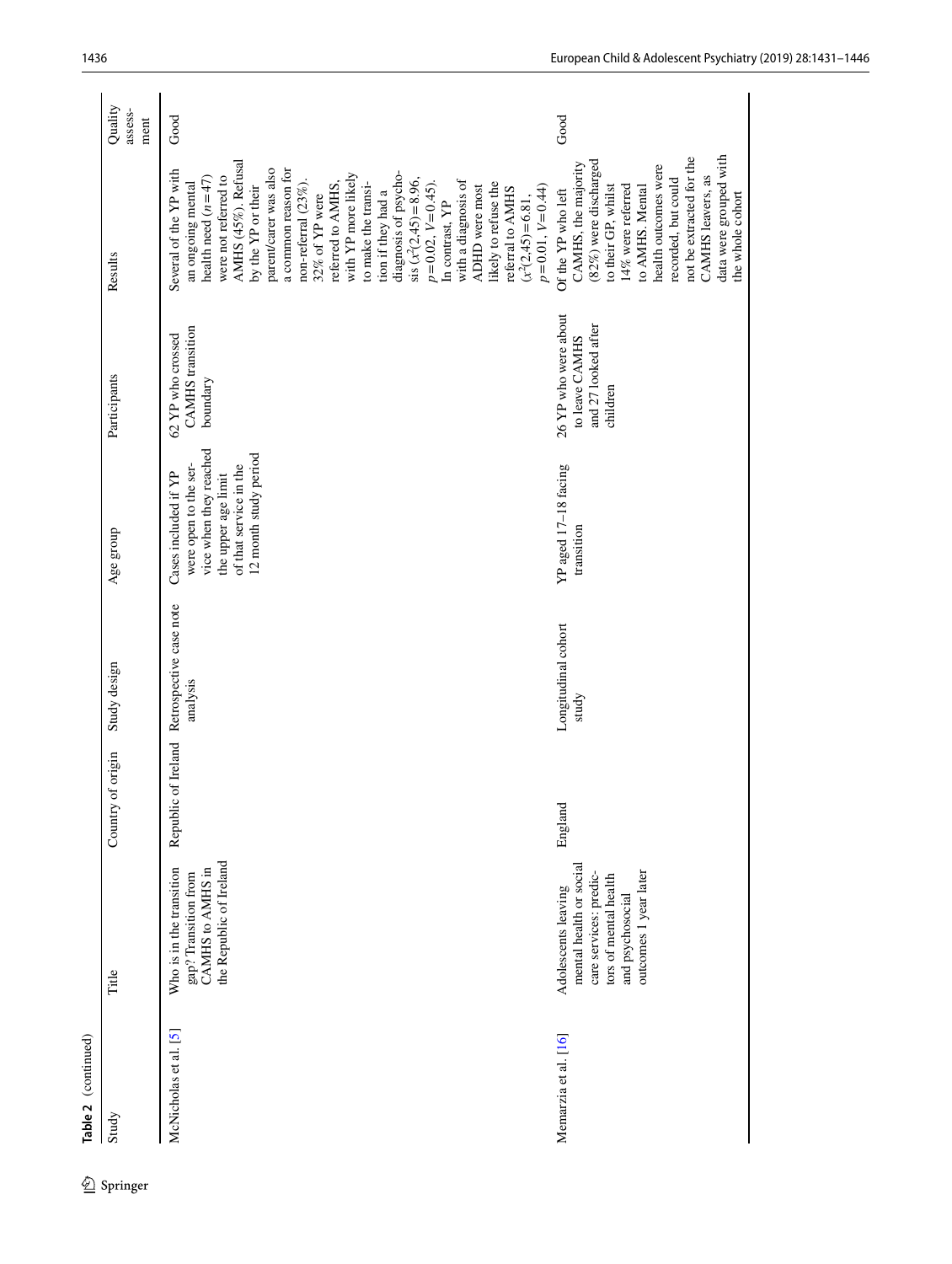**Table 2** (continued)

| Study | Title | Country of origin | Study design | Age group | Participants | Results | Quality assessment |
|---|---|---|---|---|---|---|---|
| McNicholas et al. [5] | Who is in the transition gap? Transition from CAMHS to AMHS in the Republic of Ireland | Republic of Ireland | Retrospective case note analysis | Cases included if YP were open to the service when they reached the upper age limit of that service in the 12 month study period | 62 YP who crossed CAMHS transition boundary | Several of the YP with an ongoing mental health need ($n=47$) were not referred to AMHS (45%). Refusal by the YP or their parent/carer was also a common reason for non-referral (23%). 32% of YP were referred to AMHS, with YP more likely to make the transition if they had a diagnosis of psychosis ($x^2(2,45)=8.96$, $p=0.02$, $V=0.45$). In contrast, YP with a diagnosis of ADHD were most likely to refuse the referral to AMHS ($x^2(2,45)=6.81$, $p=0.01$, $V=0.44$) | Good |
| Memarzia et al. [16] | Adolescents leaving mental health or social care services: predictors of mental health and psychosocial outcomes 1 year later | England | Longitudinal cohort study | YP aged 17–18 facing transition | 26 YP who were about to leave CAMHS and 27 looked after children | Of the YP who left CAMHS, the majority (82%) were discharged to their GP, whilst 14% were referred to AMHS. Mental health outcomes were recorded, but could not be extracted for the CAMHS leavers, as data were grouped with the whole cohort | Good |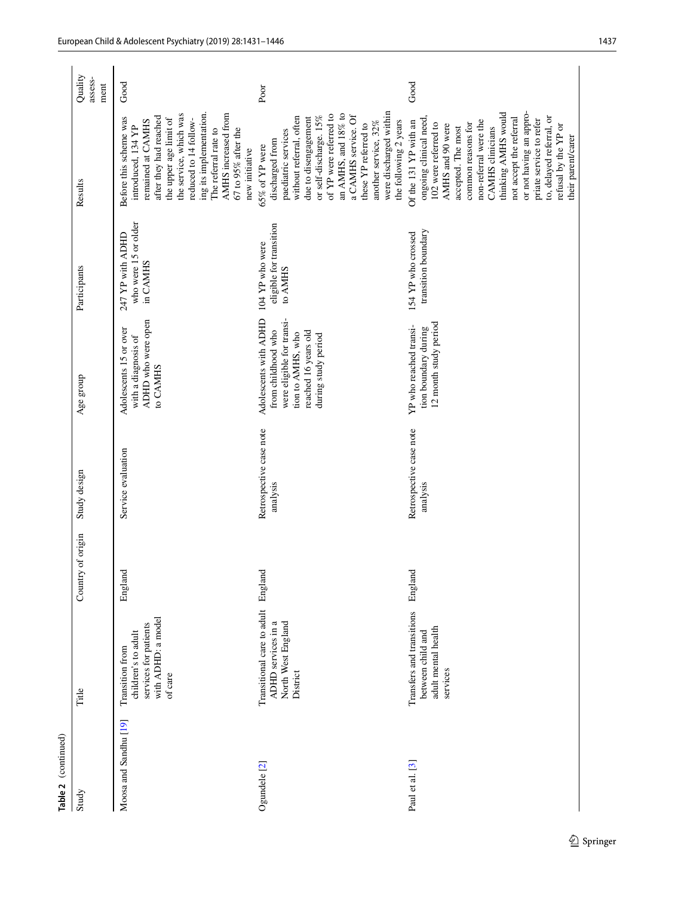**Table 2** (continued)

| Study | Title | Country of origin | Study design | Age group | Participants | Results | Quality assessment |
|---|---|---|---|---|---|---|---|
| Moosa and Sandhu [19] | Transition from children's to adult services for patients with ADHD: a model of care | England | Service evaluation | Adolescents 15 or over with a diagnosis of ADHD who were open to CAMHS | 247 YP with ADHD who were 15 or older in CAMHS | Before this scheme was introduced, 134 YP remained at CAMHS after they had reached the upper age limit of the service, which was reduced to 14 following its implementation. The referral rate to AMHS increased from 67 to 95% after the new initiative | Good |
| Ogundele [2] | Transitional care to adult ADHD services in a North West England District | England | Retrospective case note analysis | Adolescents with ADHD from childhood who were eligible for transition to AMHS, who reached 16 years old during study period | 104 YP who were eligible for transition to AMHS | 65% of YP were discharged from paediatric services without referral, often due to disengagement or self-discharge. 15% of YP were referred to an AMHS, and 18% to a CAMHS service. Of these YP referred to another service, 32% were discharged within the following 2 years | Poor |
| Paul et al. [3] | Transfers and transitions between child and adult mental health services | England | Retrospective case note analysis | YP who reached transition boundary during 12 month study period | 154 YP who crossed transition boundary | Of the 131 YP with an ongoing clinical need, 102 were referred to AMHS and 90 were accepted. The most common reasons for non-referral were the CAMHS clinicians thinking AMHS would not accept the referral or not having an appropriate service to refer to, delayed referral, or refusal by the YP or their parent/carer | Good |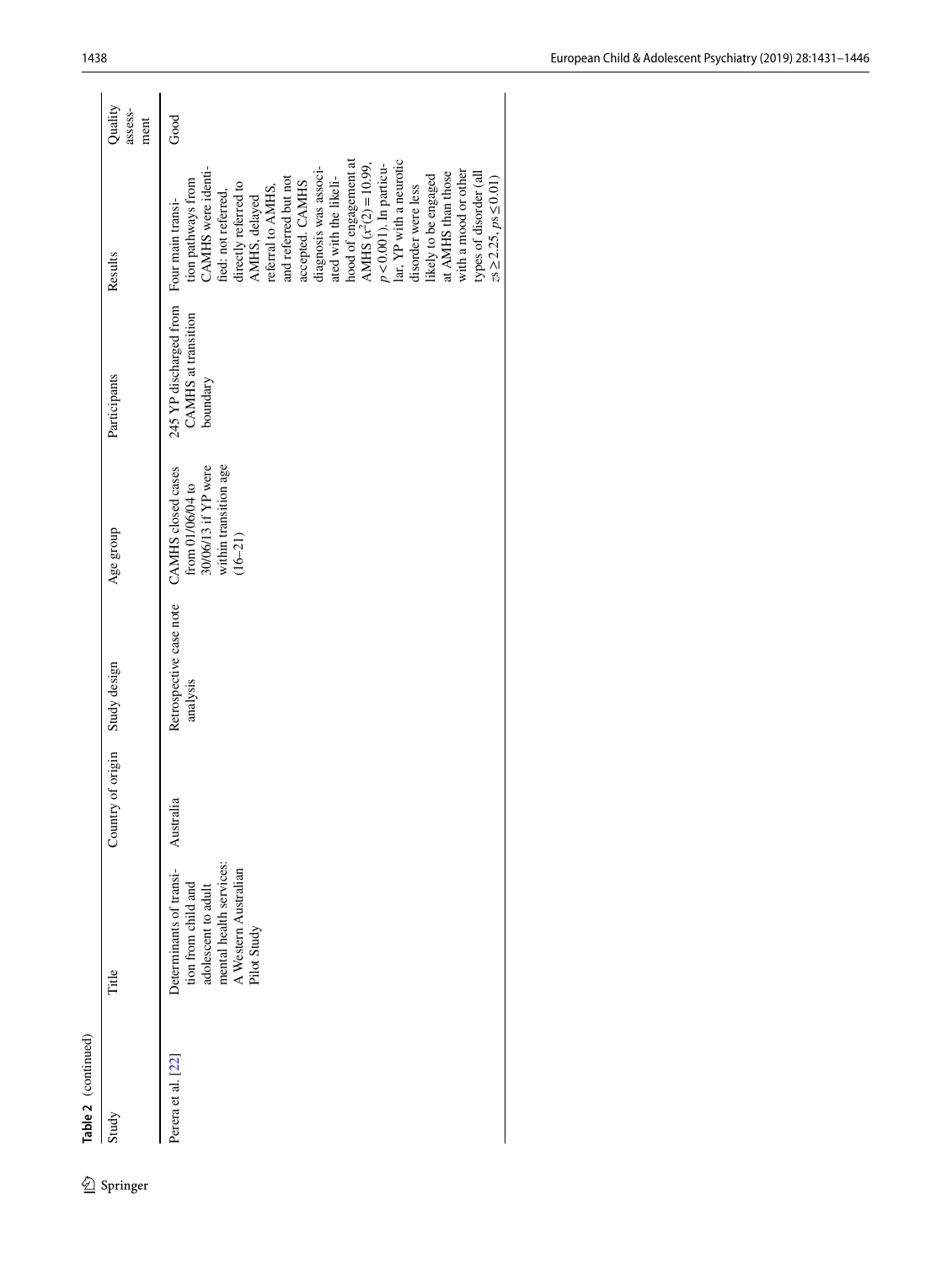**Table 2** (continued)

| Study | Title | Country of origin | Study design | Age group | Participants | Results | Quality assessment |
|---|---|---|---|---|---|---|---|
| Perera et al. [22] | Determinants of transition from child and adolescent to adult mental health services: A Western Australian Pilot Study | Australia | Retrospective case note analysis | CAMHS closed cases from 01/06/04 to 30/06/13 if YP were within transition age (16–21) | 245 YP discharged from CAMHS at transition boundary | Four main transition pathways from CAMHS were identified: not referred, directly referred to AMHS, delayed referral to AMHS, and referred but not accepted. CAMHS diagnosis was associated with the likelihood of engagement at AMHS ($\chi^2(2) = 10.99$, $p < 0.001$). In particular, YP with a neurotic disorder were less likely to be engaged at AMHS than those with a mood or other types of disorder (all $zs \geq 2.25$, $ps \leq 0.01$) | Good |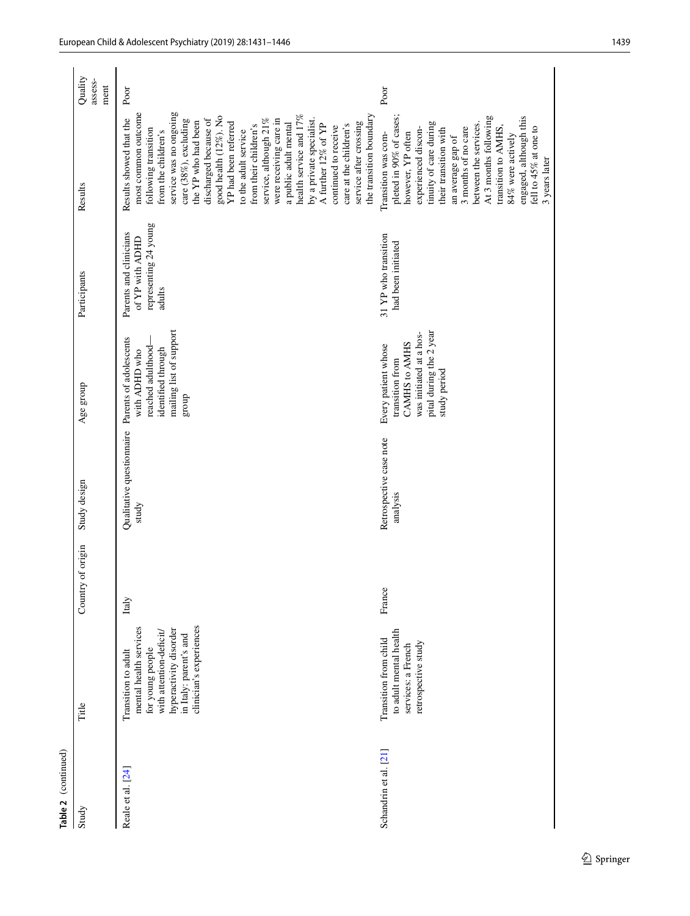**Table 2** (continued)

| Study | Title | Country of origin | Study design | Age group | Participants | Results | Quality assessment |
|---|---|---|---|---|---|---|---|
| Reale et al. [24] | Transition to adult mental health services for young people with attention-deficit/hyperactivity disorder in Italy: parent's and clinician's experiences | Italy | Qualitative questionnaire study | Parents of adolescents with ADHD who reached adulthood—identified through mailing list of support group | Parents and clinicians of YP with ADHD representing 24 young adults | Results showed that the most common outcome following transition from the children's service was no ongoing care (38%), excluding the YP who had been discharged because of good health (12%). No YP had been referred to the adult service from their children's service, although 21% were receiving care in a public adult mental health service and 17% by a private specialist. A further 12% of YP continued to receive care at the children's service after crossing the transition boundary | Poor |
| Schandrin et al. [21] | Transition from child to adult mental health services: a French retrospective study | France | Retrospective case note analysis | Every patient whose transition from CAMHS to AMHS was initiated at a hospital during the 2 year study period | 31 YP who transition had been initiated | Transition was completed in 90% of cases; however, YP often experienced discontinuity of care during their transition with an average gap of 3 months of no care between the services. At 3 months following transition to AMHS, 84% were actively engaged, although this fell to 45% at one to 3 years later | Poor |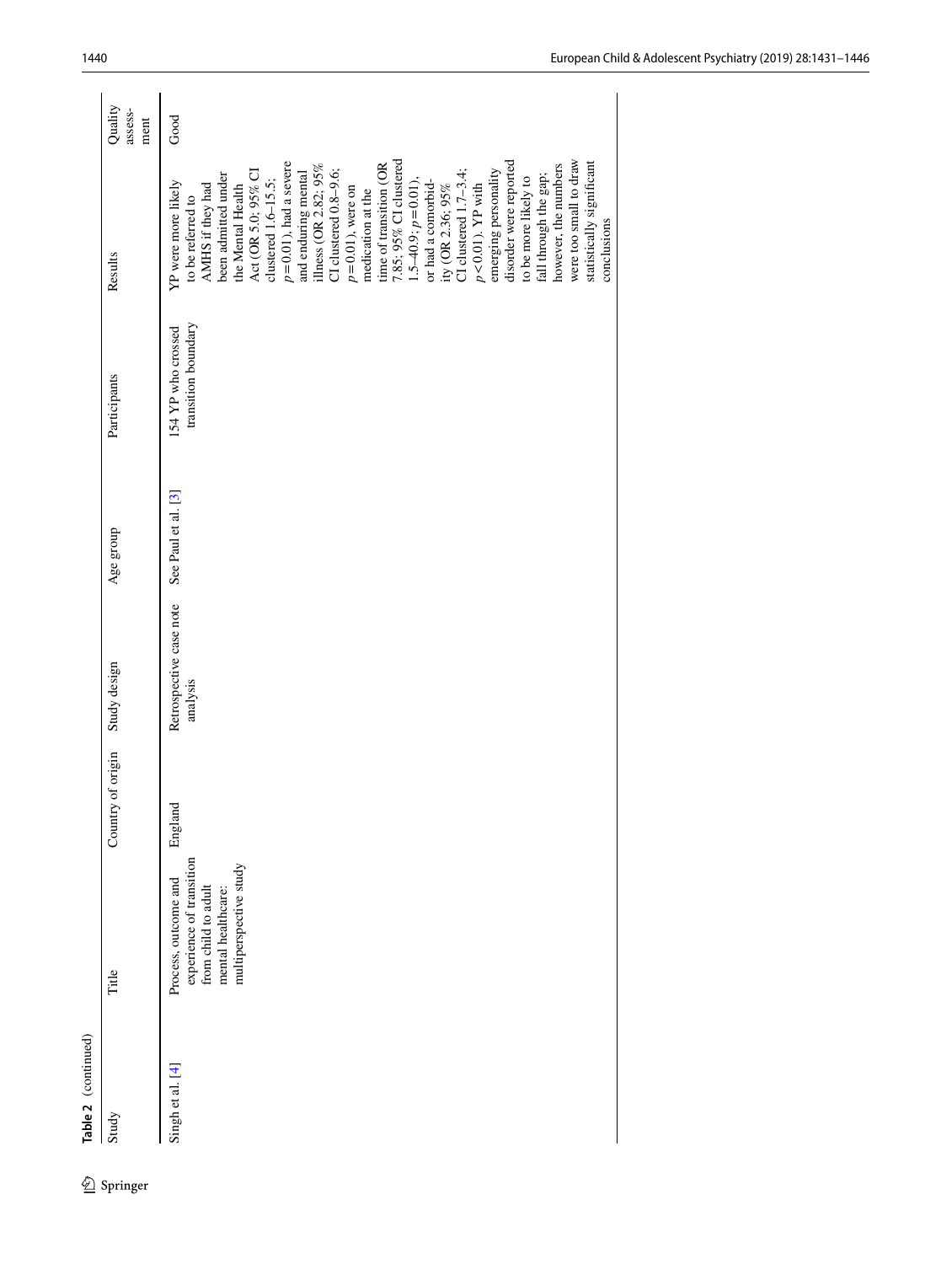Table 2 (continued)

| Study | Title | Country of origin | Study design | Age group | Participants | Results | Quality assessment |
|---|---|---|---|---|---|---|---|
| Singh et al. [4] | Process, outcome and experience of transition from child to adult mental healthcare: multiperspective study | England | Retrospective case note analysis | See Paul et al. [3] | 154 YP who crossed transition boundary | YP were more likely to be referred to AMHS if they had been admitted under the Mental Health Act (OR 5.0; 95% CI clustered 1.6–15.5; $p=0.01$), had a severe and enduring mental illness (OR 2.82; 95% CI clustered 0.8–9.6; $p=0.01$), were on medication at the time of transition (OR 7.85; 95% CI clustered 1.5–40.9; $p=0.01$), or had a comorbidity (OR 2.36; 95% CI clustered 1.7–3.4; $p<0.01$). YP with emerging personality disorder were reported to be more likely to fall through the gap; however, the numbers were too small to draw statistically significant conclusions | Good |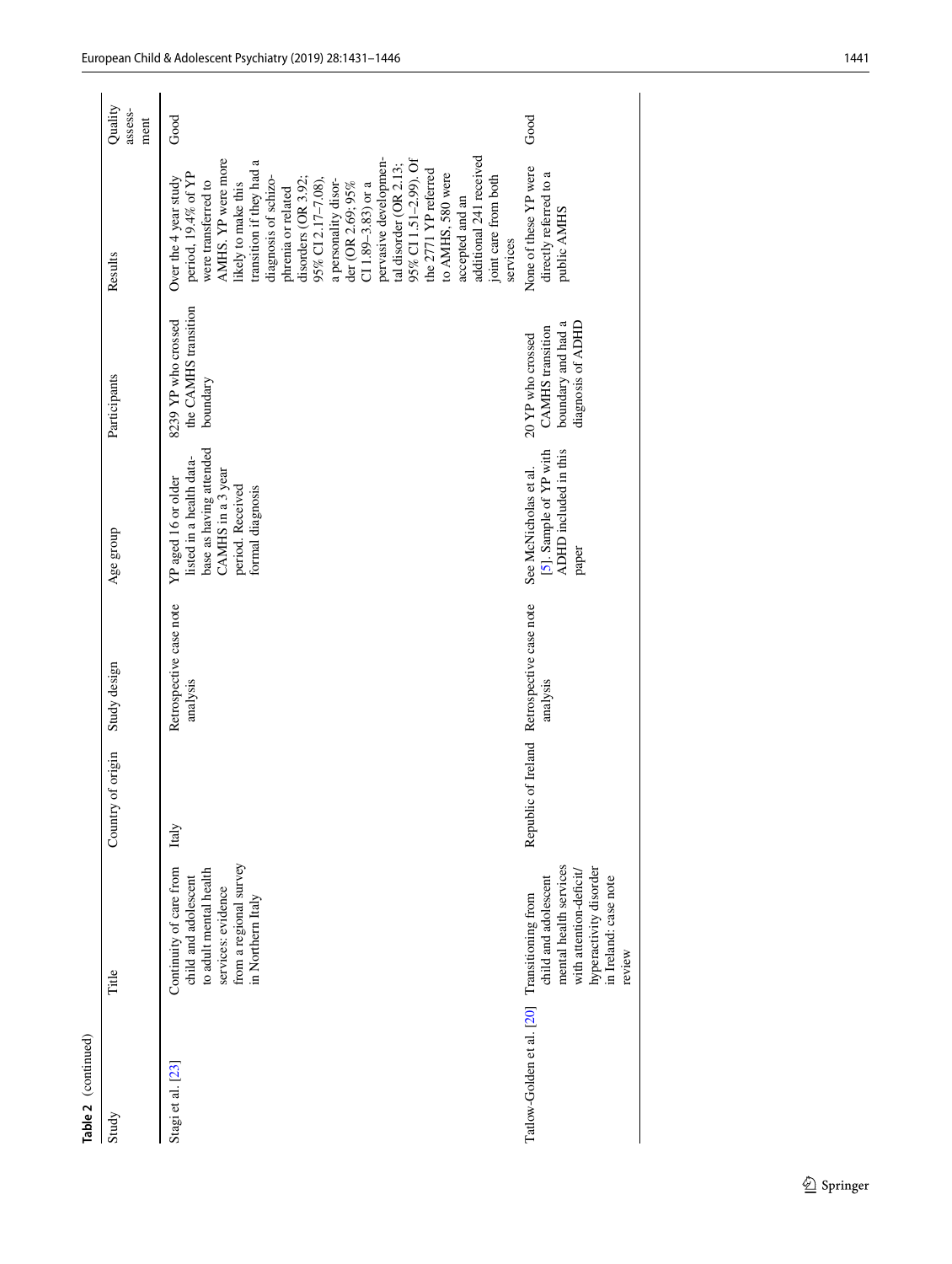**Table 2** (continued)

| Study | Title | Country of origin | Study design | Age group | Participants | Results | Quality assessment |
|---|---|---|---|---|---|---|---|
| Stagi et al. [23] | Continuity of care from child and adolescent to adult mental health services: evidence from a regional survey in Northern Italy | Italy | Retrospective case note analysis | YP aged 16 or older listed in a health database as having attended CAMHS in a 3 year period. Received formal diagnosis | 8239 YP who crossed the CAMHS transition boundary | Over the 4 year study period, 19.4% of YP were transferred to AMHS. YP were more likely to make this transition if they had a diagnosis of schizophrenia or related disorders (OR 3.92; 95% CI 2.17–7.08), a personality disorder (OR 2.69; 95% CI 1.89–3.83) or a pervasive developmental disorder (OR 2.13; 95% CI 1.51–2.99). Of the 2771 YP referred to AMHS, 580 were accepted and an additional 241 received joint care from both services | Good |
| Tatlow-Golden et al. [20] | Transitioning from child and adolescent mental health services with attention-deficit/hyperactivity disorder in Ireland: case note review | Republic of Ireland | Retrospective case note analysis | See McNicholas et al. [5]. Sample of YP with ADHD included in this paper | 20 YP who crossed CAMHS transition boundary and had a diagnosis of ADHD | None of these YP were directly referred to a public AMHS | Good |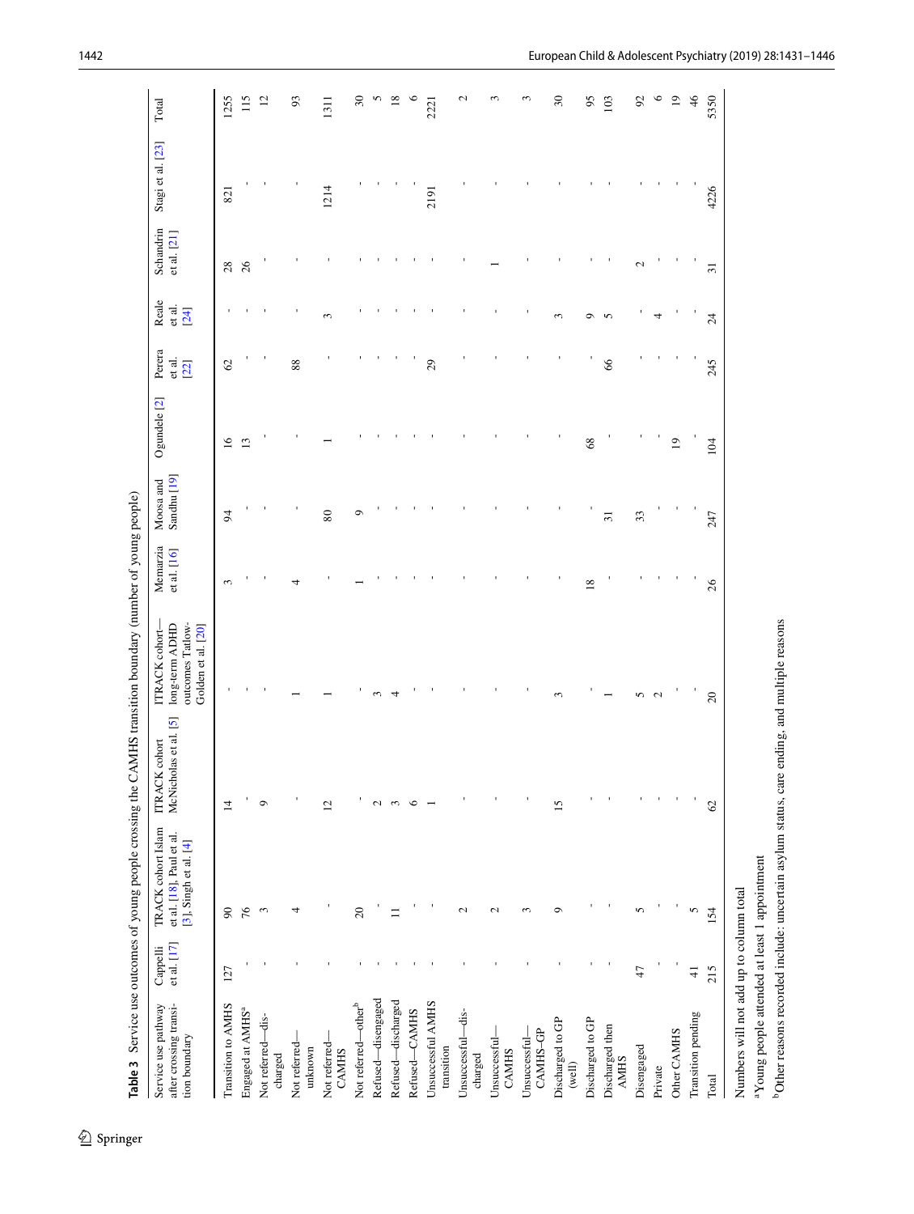**Table 3** Service use outcomes of young people crossing the CAMHS transition boundary (number of young people)

| Service use pathway after crossing transition boundary | Cappelli et al. [17] | TRACK cohort Islam et al. [18], Paul et al. [3], Singh et al. [4] | ITRACK cohort McNicholas et al. [5] | ITRACK cohort—long-term ADHD outcomes Tatlow-Golden et al. [20] | Memarzia et al. [16] | Moosa and Sandhu [19] | Ogundele [2] | Perera et al. [22] | Reale et al. [24] | Schandrin et al. [21] | Stagi et al. [23] | Total |
|---|---|---|---|---|---|---|---|---|---|---|---|---|
| Transition to AMHS | 127 | 90 | 14 | - | 3 | 94 | 16 | 62 | - | 28 | 821 | 1255 |
| Engaged at AMHS[a] | - | 76 | - | - | - | - | 13 | - | - | 26 | - | 115 |
| Not referred—discharged | - | 3 | 9 | - | - | - | - | - | - | - | - | 12 |
| Not referred—unknown | - | 4 | - | 1 | 4 | - | - | 88 | - | - | - | 93 |
| Not referred—CAMHS | - | - | 12 | 1 | - | 80 | 1 | - | 3 | - | 1214 | 1311 |
| Not referred—other[b] | - | 20 | - | - | 1 | 9 | - | - | - | - | - | 30 |
| Refused—disengaged | - | - | 2 | 3 | - | - | - | - | - | - | - | 5 |
| Refused—discharged | - | 11 | 3 | 4 | - | - | - | - | - | - | - | 18 |
| Refused—CAMHS | - | - | 6 | - | - | - | - | - | - | - | - | 6 |
| Unsuccessful AMHS transition | - | - | 1 | - | - | - | - | 29 | - | - | 2191 | 2221 |
| Unsuccessful—discharged | - | 2 | - | - | - | - | - | - | - | - | - | 2 |
| Unsuccessful—CAMHS | - | 2 | - | - | - | - | - | - | - | 1 | - | 3 |
| Unsuccessful—CAMHS-GP | - | 3 | - | - | - | - | - | - | - | - | - | 3 |
| Discharged to GP (well) | - | 9 | 15 | 3 | - | - | - | - | 3 | - | - | 30 |
| Discharged to GP | - | - | - | - | 18 | - | 68 | - | 9 | - | - | 95 |
| Discharged then AMHS | - | - | - | 1 | - | 31 | - | 66 | 5 | - | - | 103 |
| Disengaged | 47 | 5 | - | 5 | - | 33 | - | - | - | 2 | - | 92 |
| Private | - | - | - | 2 | - | - | - | - | 4 | - | - | 6 |
| Other CAMHS | - | - | - | - | - | - | 19 | - | - | - | - | 19 |
| Transition pending | 41 | 5 | - | - | - | - | - | - | - | - | - | 46 |
| Total | 215 | 154 | 62 | 20 | 26 | 247 | 104 | 245 | 24 | 31 | 4226 | 5350 |

Numbers will not add up to column total

[a]Young people attended at least 1 appointment

[b]Other reasons recorded include: uncertain asylum status, care ending, and multiple reasons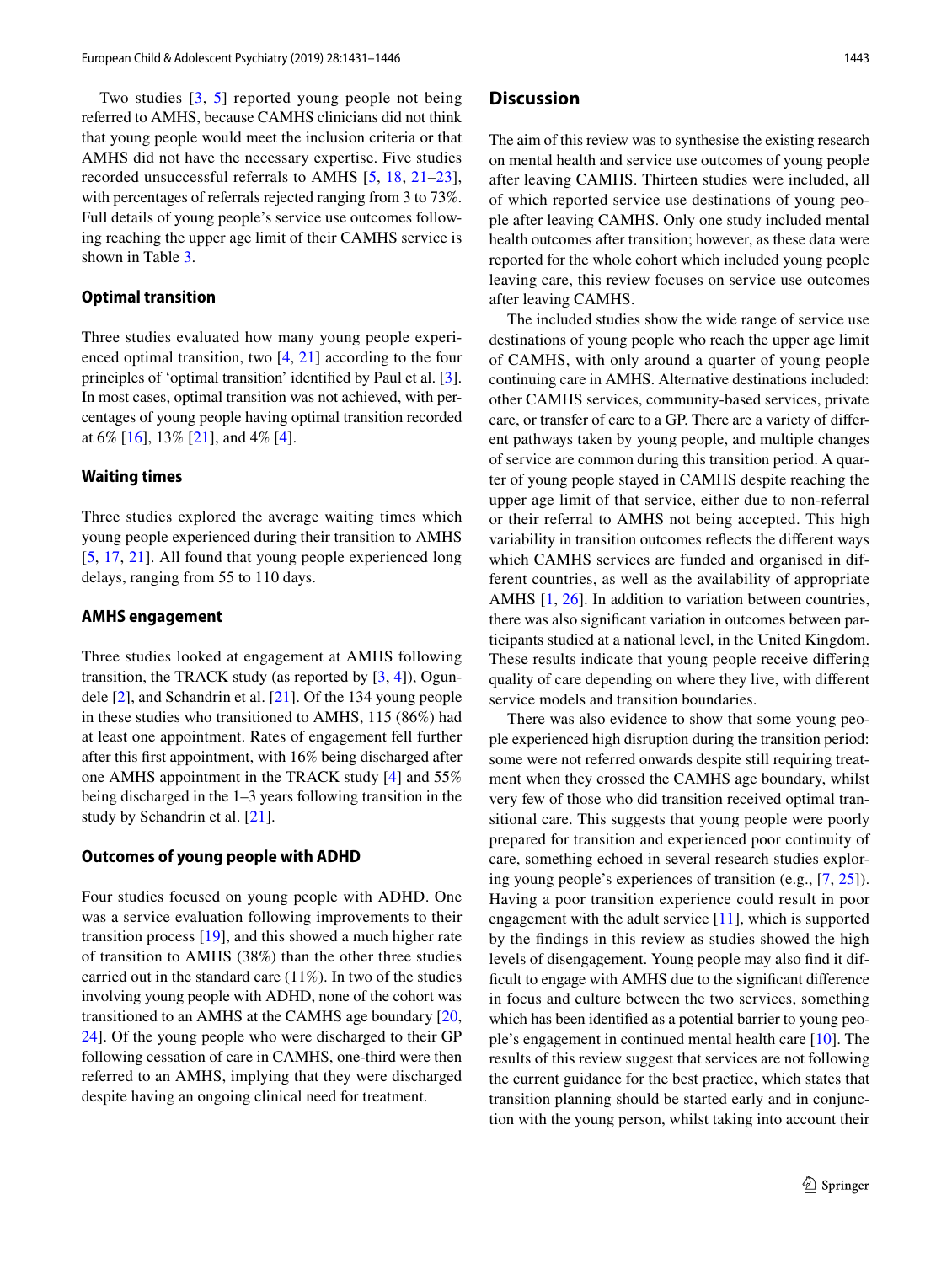Two studies [3, 5] reported young people not being referred to AMHS, because CAMHS clinicians did not think that young people would meet the inclusion criteria or that AMHS did not have the necessary expertise. Five studies recorded unsuccessful referrals to AMHS [5, 18, 21–23], with percentages of referrals rejected ranging from 3 to 73%. Full details of young people's service use outcomes following reaching the upper age limit of their CAMHS service is shown in Table 3.

### Optimal transition

Three studies evaluated how many young people experienced optimal transition, two [4, 21] according to the four principles of 'optimal transition' identified by Paul et al. [3]. In most cases, optimal transition was not achieved, with percentages of young people having optimal transition recorded at 6% [16], 13% [21], and 4% [4].

### Waiting times

Three studies explored the average waiting times which young people experienced during their transition to AMHS [5, 17, 21]. All found that young people experienced long delays, ranging from 55 to 110 days.

### AMHS engagement

Three studies looked at engagement at AMHS following transition, the TRACK study (as reported by [3, 4]), Ogundele [2], and Schandrin et al. [21]. Of the 134 young people in these studies who transitioned to AMHS, 115 (86%) had at least one appointment. Rates of engagement fell further after this first appointment, with 16% being discharged after one AMHS appointment in the TRACK study [4] and 55% being discharged in the 1–3 years following transition in the study by Schandrin et al. [21].

### Outcomes of young people with ADHD

Four studies focused on young people with ADHD. One was a service evaluation following improvements to their transition process [19], and this showed a much higher rate of transition to AMHS (38%) than the other three studies carried out in the standard care (11%). In two of the studies involving young people with ADHD, none of the cohort was transitioned to an AMHS at the CAMHS age boundary [20, 24]. Of the young people who were discharged to their GP following cessation of care in CAMHS, one-third were then referred to an AMHS, implying that they were discharged despite having an ongoing clinical need for treatment.

## Discussion

The aim of this review was to synthesise the existing research on mental health and service use outcomes of young people after leaving CAMHS. Thirteen studies were included, all of which reported service use destinations of young people after leaving CAMHS. Only one study included mental health outcomes after transition; however, as these data were reported for the whole cohort which included young people leaving care, this review focuses on service use outcomes after leaving CAMHS.

The included studies show the wide range of service use destinations of young people who reach the upper age limit of CAMHS, with only around a quarter of young people continuing care in AMHS. Alternative destinations included: other CAMHS services, community-based services, private care, or transfer of care to a GP. There are a variety of different pathways taken by young people, and multiple changes of service are common during this transition period. A quarter of young people stayed in CAMHS despite reaching the upper age limit of that service, either due to non-referral or their referral to AMHS not being accepted. This high variability in transition outcomes reflects the different ways which CAMHS services are funded and organised in different countries, as well as the availability of appropriate AMHS [1, 26]. In addition to variation between countries, there was also significant variation in outcomes between participants studied at a national level, in the United Kingdom. These results indicate that young people receive differing quality of care depending on where they live, with different service models and transition boundaries.

There was also evidence to show that some young people experienced high disruption during the transition period: some were not referred onwards despite still requiring treatment when they crossed the CAMHS age boundary, whilst very few of those who did transition received optimal transitional care. This suggests that young people were poorly prepared for transition and experienced poor continuity of care, something echoed in several research studies exploring young people's experiences of transition (e.g., [7, 25]). Having a poor transition experience could result in poor engagement with the adult service [11], which is supported by the findings in this review as studies showed the high levels of disengagement. Young people may also find it difficult to engage with AMHS due to the significant difference in focus and culture between the two services, something which has been identified as a potential barrier to young people's engagement in continued mental health care [10]. The results of this review suggest that services are not following the current guidance for the best practice, which states that transition planning should be started early and in conjunction with the young person, whilst taking into account their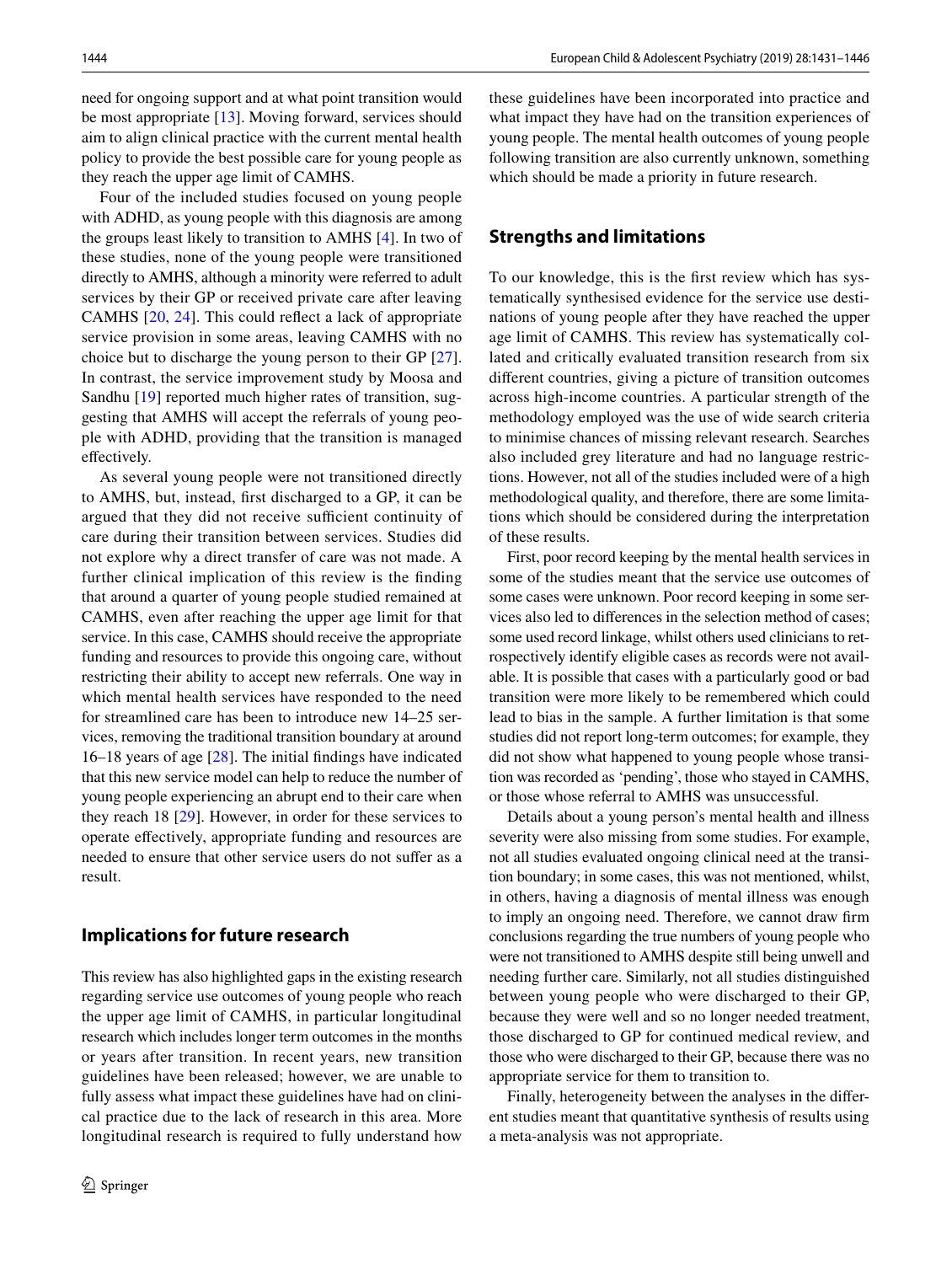need for ongoing support and at what point transition would be most appropriate [13]. Moving forward, services should aim to align clinical practice with the current mental health policy to provide the best possible care for young people as they reach the upper age limit of CAMHS.

Four of the included studies focused on young people with ADHD, as young people with this diagnosis are among the groups least likely to transition to AMHS [4]. In two of these studies, none of the young people were transitioned directly to AMHS, although a minority were referred to adult services by their GP or received private care after leaving CAMHS [20, 24]. This could reflect a lack of appropriate service provision in some areas, leaving CAMHS with no choice but to discharge the young person to their GP [27]. In contrast, the service improvement study by Moosa and Sandhu [19] reported much higher rates of transition, suggesting that AMHS will accept the referrals of young people with ADHD, providing that the transition is managed effectively.

As several young people were not transitioned directly to AMHS, but, instead, first discharged to a GP, it can be argued that they did not receive sufficient continuity of care during their transition between services. Studies did not explore why a direct transfer of care was not made. A further clinical implication of this review is the finding that around a quarter of young people studied remained at CAMHS, even after reaching the upper age limit for that service. In this case, CAMHS should receive the appropriate funding and resources to provide this ongoing care, without restricting their ability to accept new referrals. One way in which mental health services have responded to the need for streamlined care has been to introduce new 14–25 services, removing the traditional transition boundary at around 16–18 years of age [28]. The initial findings have indicated that this new service model can help to reduce the number of young people experiencing an abrupt end to their care when they reach 18 [29]. However, in order for these services to operate effectively, appropriate funding and resources are needed to ensure that other service users do not suffer as a result.

## Implications for future research

This review has also highlighted gaps in the existing research regarding service use outcomes of young people who reach the upper age limit of CAMHS, in particular longitudinal research which includes longer term outcomes in the months or years after transition. In recent years, new transition guidelines have been released; however, we are unable to fully assess what impact these guidelines have had on clinical practice due to the lack of research in this area. More longitudinal research is required to fully understand how these guidelines have been incorporated into practice and what impact they have had on the transition experiences of young people. The mental health outcomes of young people following transition are also currently unknown, something which should be made a priority in future research.

## Strengths and limitations

To our knowledge, this is the first review which has systematically synthesised evidence for the service use destinations of young people after they have reached the upper age limit of CAMHS. This review has systematically collated and critically evaluated transition research from six different countries, giving a picture of transition outcomes across high-income countries. A particular strength of the methodology employed was the use of wide search criteria to minimise chances of missing relevant research. Searches also included grey literature and had no language restrictions. However, not all of the studies included were of a high methodological quality, and therefore, there are some limitations which should be considered during the interpretation of these results.

First, poor record keeping by the mental health services in some of the studies meant that the service use outcomes of some cases were unknown. Poor record keeping in some services also led to differences in the selection method of cases; some used record linkage, whilst others used clinicians to retrospectively identify eligible cases as records were not available. It is possible that cases with a particularly good or bad transition were more likely to be remembered which could lead to bias in the sample. A further limitation is that some studies did not report long-term outcomes; for example, they did not show what happened to young people whose transition was recorded as 'pending', those who stayed in CAMHS, or those whose referral to AMHS was unsuccessful.

Details about a young person's mental health and illness severity were also missing from some studies. For example, not all studies evaluated ongoing clinical need at the transition boundary; in some cases, this was not mentioned, whilst, in others, having a diagnosis of mental illness was enough to imply an ongoing need. Therefore, we cannot draw firm conclusions regarding the true numbers of young people who were not transitioned to AMHS despite still being unwell and needing further care. Similarly, not all studies distinguished between young people who were discharged to their GP, because they were well and so no longer needed treatment, those discharged to GP for continued medical review, and those who were discharged to their GP, because there was no appropriate service for them to transition to.

Finally, heterogeneity between the analyses in the different studies meant that quantitative synthesis of results using a meta-analysis was not appropriate.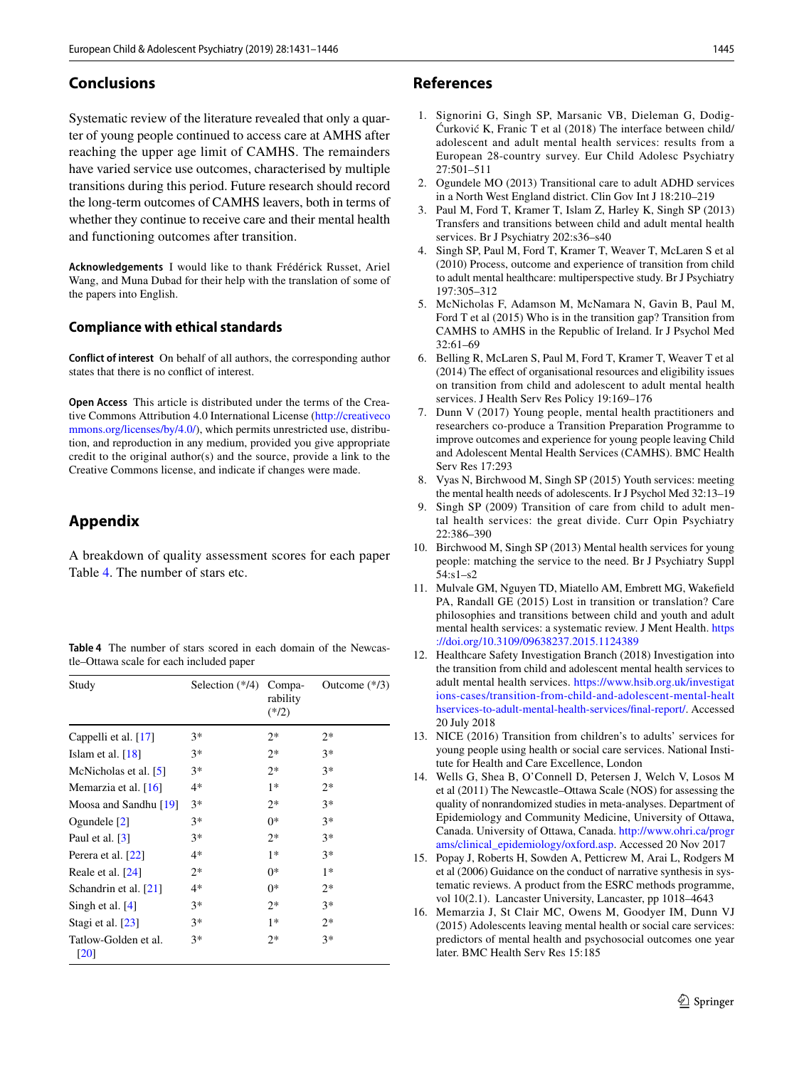## Conclusions

Systematic review of the literature revealed that only a quarter of young people continued to access care at AMHS after reaching the upper age limit of CAMHS. The remainders have varied service use outcomes, characterised by multiple transitions during this period. Future research should record the long-term outcomes of CAMHS leavers, both in terms of whether they continue to receive care and their mental health and functioning outcomes after transition.

**Acknowledgements** I would like to thank Frédérick Russet, Ariel Wang, and Muna Dubad for their help with the translation of some of the papers into English.

### Compliance with ethical standards

**Conflict of interest** On behalf of all authors, the corresponding author states that there is no conflict of interest.

**Open Access** This article is distributed under the terms of the Creative Commons Attribution 4.0 International License (http://creativecommons.org/licenses/by/4.0/), which permits unrestricted use, distribution, and reproduction in any medium, provided you give appropriate credit to the original author(s) and the source, provide a link to the Creative Commons license, and indicate if changes were made.

## Appendix

A breakdown of quality assessment scores for each paper Table 4. The number of stars etc.

**Table 4** The number of stars scored in each domain of the Newcastle–Ottawa scale for each included paper

| Study | Selection (*/4) | Comparability (*/2) | Outcome (*/3) |
|---|---|---|---|
| Cappelli et al. [17] | 3* | 2* | 2* |
| Islam et al. [18] | 3* | 2* | 3* |
| McNicholas et al. [5] | 3* | 2* | 3* |
| Memarzia et al. [16] | 4* | 1* | 2* |
| Moosa and Sandhu [19] | 3* | 2* | 3* |
| Ogundele [2] | 3* | 0* | 3* |
| Paul et al. [3] | 3* | 2* | 3* |
| Perera et al. [22] | 4* | 1* | 3* |
| Reale et al. [24] | 2* | 0* | 1* |
| Schandrin et al. [21] | 4* | 0* | 2* |
| Singh et al. [4] | 3* | 2* | 3* |
| Stagi et al. [23] | 3* | 1* | 2* |
| Tatlow-Golden et al. [20] | 3* | 2* | 3* |

## References

1. Signorini G, Singh SP, Marsanic VB, Dieleman G, Dodig-Ćurković K, Franic T et al (2018) The interface between child/adolescent and adult mental health services: results from a European 28-country survey. Eur Child Adolesc Psychiatry 27:501–511
2. Ogundele MO (2013) Transitional care to adult ADHD services in a North West England district. Clin Gov Int J 18:210–219
3. Paul M, Ford T, Kramer T, Islam Z, Harley K, Singh SP (2013) Transfers and transitions between child and adult mental health services. Br J Psychiatry 202:s36–s40
4. Singh SP, Paul M, Ford T, Kramer T, Weaver T, McLaren S et al (2010) Process, outcome and experience of transition from child to adult mental healthcare: multiperspective study. Br J Psychiatry 197:305–312
5. McNicholas F, Adamson M, McNamara N, Gavin B, Paul M, Ford T et al (2015) Who is in the transition gap? Transition from CAMHS to AMHS in the Republic of Ireland. Ir J Psychol Med 32:61–69
6. Belling R, McLaren S, Paul M, Ford T, Kramer T, Weaver T et al (2014) The effect of organisational resources and eligibility issues on transition from child and adolescent to adult mental health services. J Health Serv Res Policy 19:169–176
7. Dunn V (2017) Young people, mental health practitioners and researchers co-produce a Transition Preparation Programme to improve outcomes and experience for young people leaving Child and Adolescent Mental Health Services (CAMHS). BMC Health Serv Res 17:293
8. Vyas N, Birchwood M, Singh SP (2015) Youth services: meeting the mental health needs of adolescents. Ir J Psychol Med 32:13–19
9. Singh SP (2009) Transition of care from child to adult mental health services: the great divide. Curr Opin Psychiatry 22:386–390
10. Birchwood M, Singh SP (2013) Mental health services for young people: matching the service to the need. Br J Psychiatry Suppl 54:s1–s2
11. Mulvale GM, Nguyen TD, Miatello AM, Embrett MG, Wakefield PA, Randall GE (2015) Lost in transition or translation? Care philosophies and transitions between child and youth and adult mental health services: a systematic review. J Ment Health. https://doi.org/10.3109/09638237.2015.1124389
12. Healthcare Safety Investigation Branch (2018) Investigation into the transition from child and adolescent mental health services to adult mental health services. https://www.hsib.org.uk/investigations-cases/transition-from-child-and-adolescent-mental-healthservices-to-adult-mental-health-services/final-report/. Accessed 20 July 2018
13. NICE (2016) Transition from children's to adults' services for young people using health or social care services. National Institute for Health and Care Excellence, London
14. Wells G, Shea B, O'Connell D, Petersen J, Welch V, Losos M et al (2011) The Newcastle–Ottawa Scale (NOS) for assessing the quality of nonrandomized studies in meta-analyses. Department of Epidemiology and Community Medicine, University of Ottawa, Canada. University of Ottawa, Canada. http://www.ohri.ca/programs/clinical_epidemiology/oxford.asp. Accessed 20 Nov 2017
15. Popay J, Roberts H, Sowden A, Petticrew M, Arai L, Rodgers M et al (2006) Guidance on the conduct of narrative synthesis in systematic reviews. A product from the ESRC methods programme, vol 10(2.1). Lancaster University, Lancaster, pp 1018–4643
16. Memarzia J, St Clair MC, Owens M, Goodyer IM, Dunn VJ (2015) Adolescents leaving mental health or social care services: predictors of mental health and psychosocial outcomes one year later. BMC Health Serv Res 15:185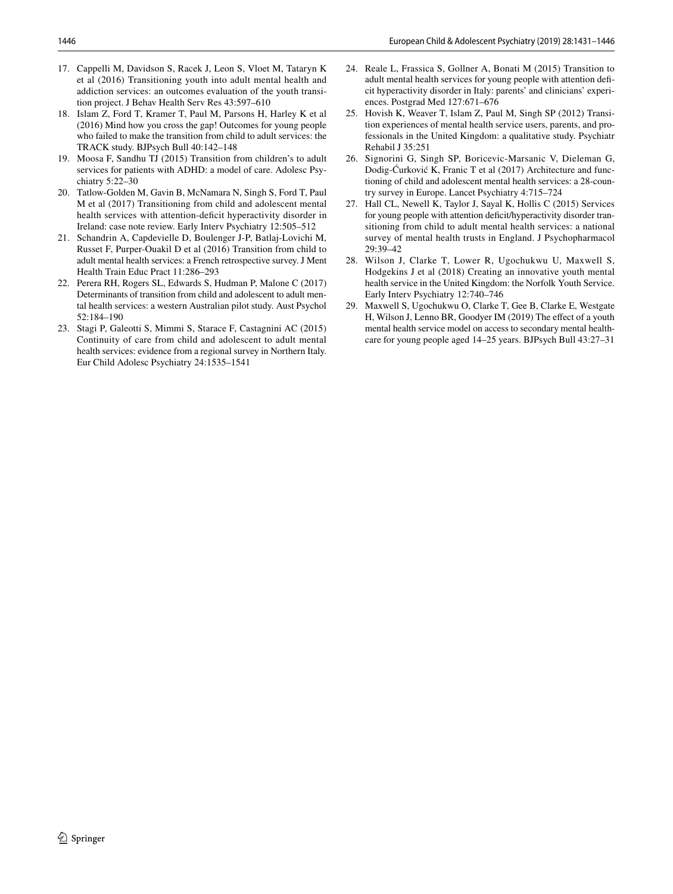17. Cappelli M, Davidson S, Racek J, Leon S, Vloet M, Tataryn K et al (2016) Transitioning youth into adult mental health and addiction services: an outcomes evaluation of the youth transition project. J Behav Health Serv Res 43:597–610
18. Islam Z, Ford T, Kramer T, Paul M, Parsons H, Harley K et al (2016) Mind how you cross the gap! Outcomes for young people who failed to make the transition from child to adult services: the TRACK study. BJPsych Bull 40:142–148
19. Moosa F, Sandhu TJ (2015) Transition from children's to adult services for patients with ADHD: a model of care. Adolesc Psychiatry 5:22–30
20. Tatlow-Golden M, Gavin B, McNamara N, Singh S, Ford T, Paul M et al (2017) Transitioning from child and adolescent mental health services with attention-deficit hyperactivity disorder in Ireland: case note review. Early Interv Psychiatry 12:505–512
21. Schandrin A, Capdevielle D, Boulenger J-P, Batlaj-Lovichi M, Russet F, Purper-Ouakil D et al (2016) Transition from child to adult mental health services: a French retrospective survey. J Ment Health Train Educ Pract 11:286–293
22. Perera RH, Rogers SL, Edwards S, Hudman P, Malone C (2017) Determinants of transition from child and adolescent to adult mental health services: a western Australian pilot study. Aust Psychol 52:184–190
23. Stagi P, Galeotti S, Mimmi S, Starace F, Castagnini AC (2015) Continuity of care from child and adolescent to adult mental health services: evidence from a regional survey in Northern Italy. Eur Child Adolesc Psychiatry 24:1535–1541
24. Reale L, Frassica S, Gollner A, Bonati M (2015) Transition to adult mental health services for young people with attention deficit hyperactivity disorder in Italy: parents' and clinicians' experiences. Postgrad Med 127:671–676
25. Hovish K, Weaver T, Islam Z, Paul M, Singh SP (2012) Transition experiences of mental health service users, parents, and professionals in the United Kingdom: a qualitative study. Psychiatr Rehabil J 35:251
26. Signorini G, Singh SP, Boricevic-Marsanic V, Dieleman G, Dodig-Ćurković K, Franic T et al (2017) Architecture and functioning of child and adolescent mental health services: a 28-country survey in Europe. Lancet Psychiatry 4:715–724
27. Hall CL, Newell K, Taylor J, Sayal K, Hollis C (2015) Services for young people with attention deficit/hyperactivity disorder transitioning from child to adult mental health services: a national survey of mental health trusts in England. J Psychopharmacol 29:39–42
28. Wilson J, Clarke T, Lower R, Ugochukwu U, Maxwell S, Hodgekins J et al (2018) Creating an innovative youth mental health service in the United Kingdom: the Norfolk Youth Service. Early Interv Psychiatry 12:740–746
29. Maxwell S, Ugochukwu O, Clarke T, Gee B, Clarke E, Westgate H, Wilson J, Lenno BR, Goodyer IM (2019) The effect of a youth mental health service model on access to secondary mental healthcare for young people aged 14–25 years. BJPsych Bull 43:27–31